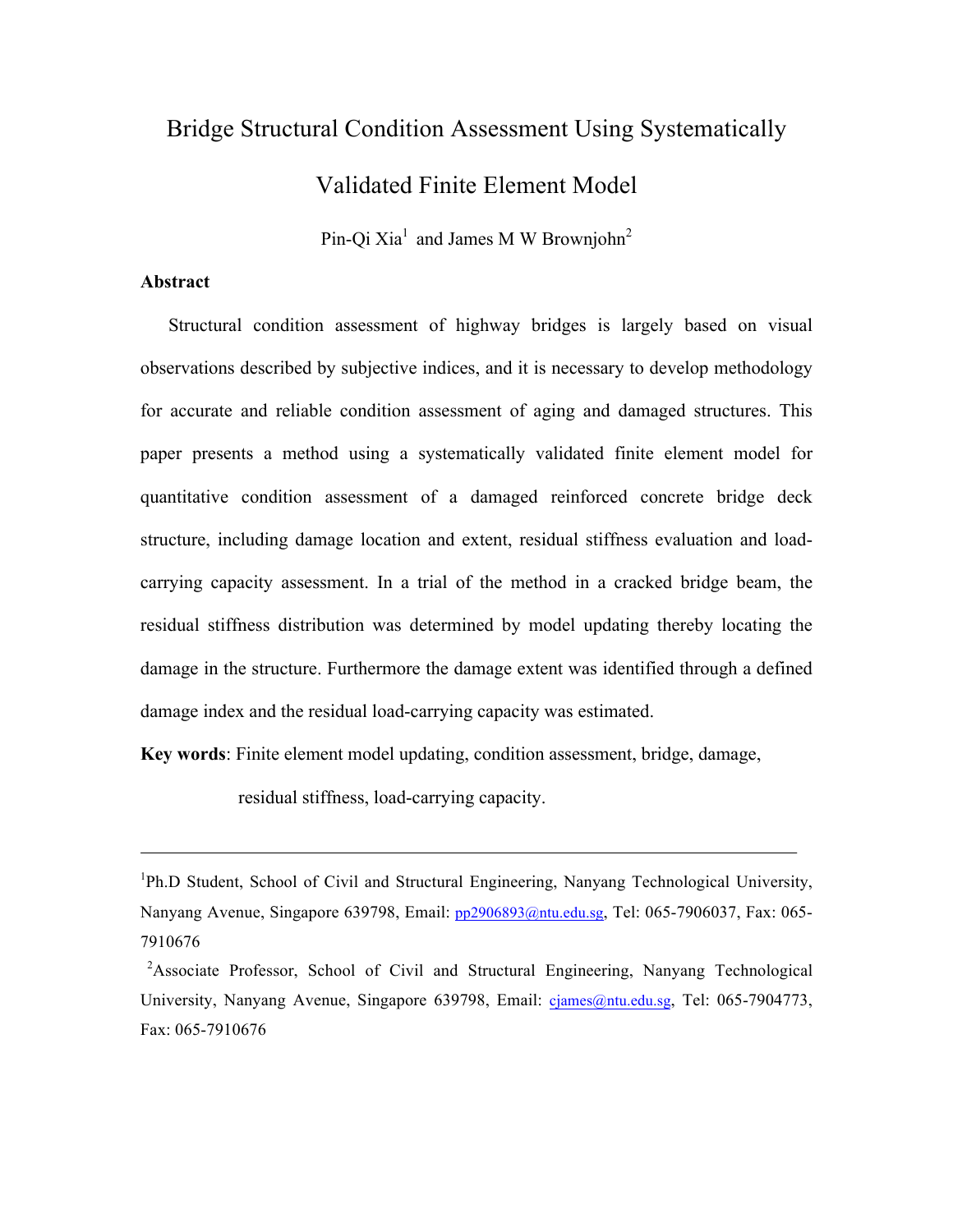# Bridge Structural Condition Assessment Using Systematically Validated Finite Element Model

Pin-Qi Xia[1] and James M W Brownjohn[2]

## Abstract

Structural condition assessment of highway bridges is largely based on visual observations described by subjective indices, and it is necessary to develop methodology for accurate and reliable condition assessment of aging and damaged structures. This paper presents a method using a systematically validated finite element model for quantitative condition assessment of a damaged reinforced concrete bridge deck structure, including damage location and extent, residual stiffness evaluation and load-carrying capacity assessment. In a trial of the method in a cracked bridge beam, the residual stiffness distribution was determined by model updating thereby locating the damage in the structure. Furthermore the damage extent was identified through a defined damage index and the residual load-carrying capacity was estimated.

**Key words**: Finite element model updating, condition assessment, bridge, damage, residual stiffness, load-carrying capacity.

---

[1]Ph.D Student, School of Civil and Structural Engineering, Nanyang Technological University, Nanyang Avenue, Singapore 639798, Email: pp2906893@ntu.edu.sg, Tel: 065-7906037, Fax: 065-7910676

[2]Associate Professor, School of Civil and Structural Engineering, Nanyang Technological University, Nanyang Avenue, Singapore 639798, Email: cjames@ntu.edu.sg, Tel: 065-7904773, Fax: 065-7910676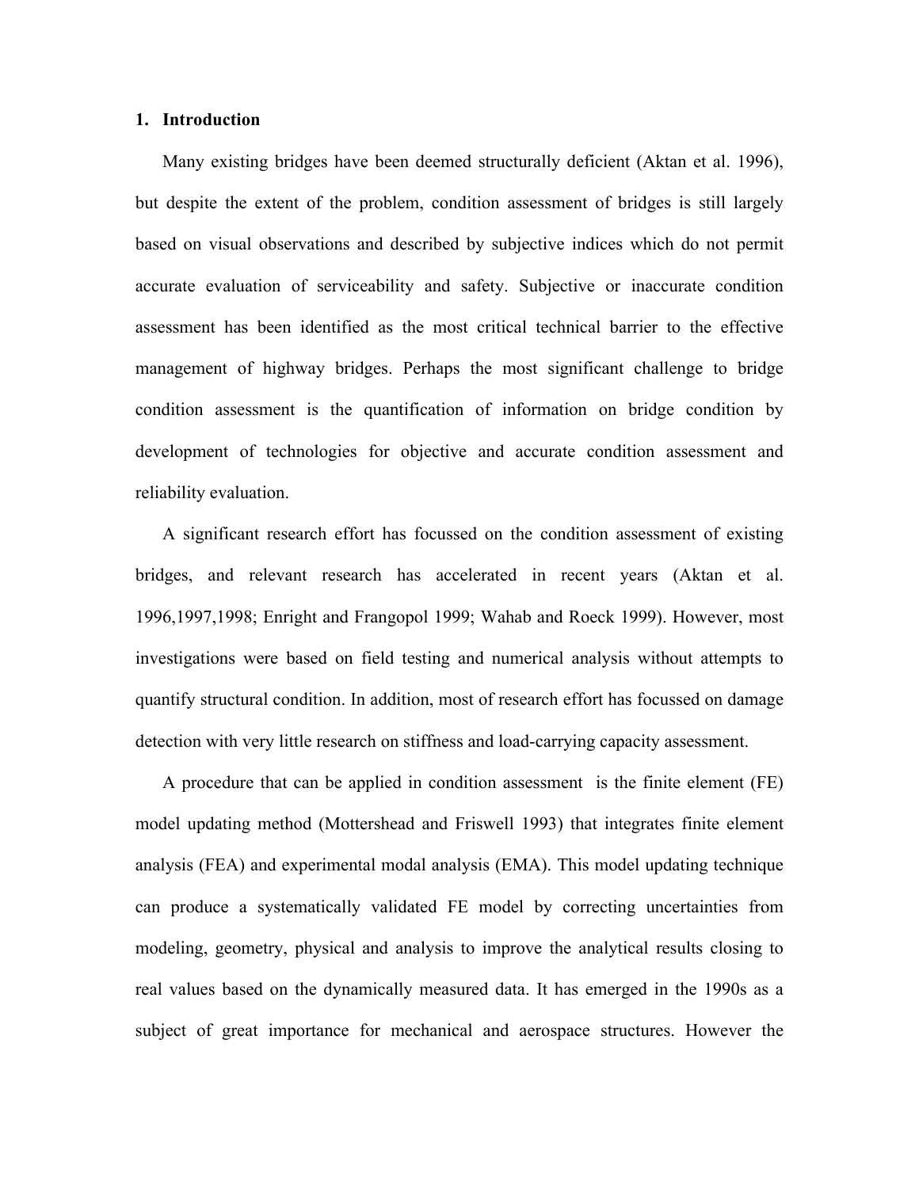## 1. Introduction

Many existing bridges have been deemed structurally deficient (Aktan et al. 1996), but despite the extent of the problem, condition assessment of bridges is still largely based on visual observations and described by subjective indices which do not permit accurate evaluation of serviceability and safety. Subjective or inaccurate condition assessment has been identified as the most critical technical barrier to the effective management of highway bridges. Perhaps the most significant challenge to bridge condition assessment is the quantification of information on bridge condition by development of technologies for objective and accurate condition assessment and reliability evaluation.

A significant research effort has focussed on the condition assessment of existing bridges, and relevant research has accelerated in recent years (Aktan et al. 1996,1997,1998; Enright and Frangopol 1999; Wahab and Roeck 1999). However, most investigations were based on field testing and numerical analysis without attempts to quantify structural condition. In addition, most of research effort has focussed on damage detection with very little research on stiffness and load-carrying capacity assessment.

A procedure that can be applied in condition assessment is the finite element (FE) model updating method (Mottershead and Friswell 1993) that integrates finite element analysis (FEA) and experimental modal analysis (EMA). This model updating technique can produce a systematically validated FE model by correcting uncertainties from modeling, geometry, physical and analysis to improve the analytical results closing to real values based on the dynamically measured data. It has emerged in the 1990s as a subject of great importance for mechanical and aerospace structures. However the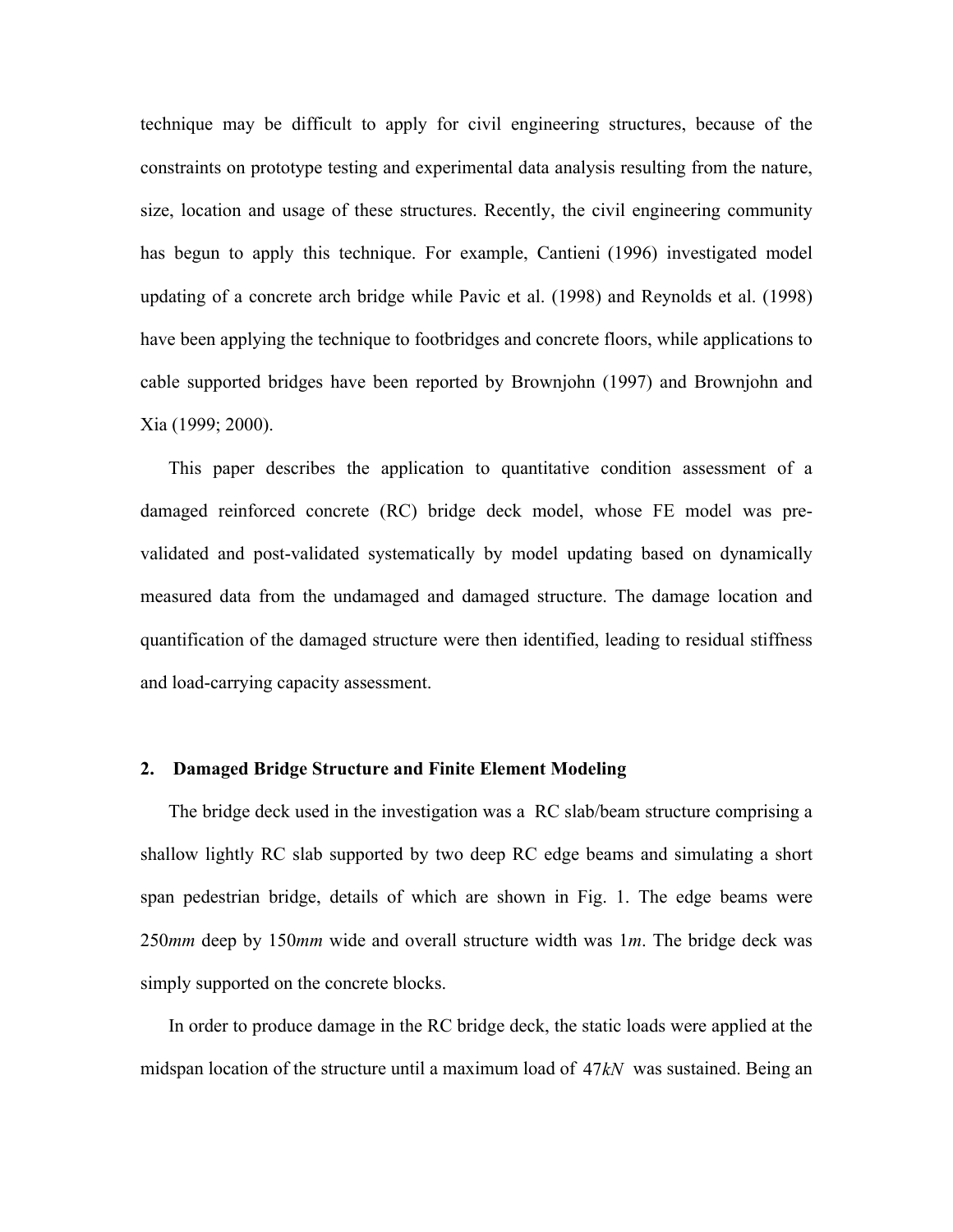technique may be difficult to apply for civil engineering structures, because of the constraints on prototype testing and experimental data analysis resulting from the nature, size, location and usage of these structures. Recently, the civil engineering community has begun to apply this technique. For example, Cantieni (1996) investigated model updating of a concrete arch bridge while Pavic et al. (1998) and Reynolds et al. (1998) have been applying the technique to footbridges and concrete floors, while applications to cable supported bridges have been reported by Brownjohn (1997) and Brownjohn and Xia (1999; 2000).

This paper describes the application to quantitative condition assessment of a damaged reinforced concrete (RC) bridge deck model, whose FE model was pre-validated and post-validated systematically by model updating based on dynamically measured data from the undamaged and damaged structure. The damage location and quantification of the damaged structure were then identified, leading to residual stiffness and load-carrying capacity assessment.

## 2. Damaged Bridge Structure and Finite Element Modeling

The bridge deck used in the investigation was a RC slab/beam structure comprising a shallow lightly RC slab supported by two deep RC edge beams and simulating a short span pedestrian bridge, details of which are shown in Fig. 1. The edge beams were 250*mm* deep by 150*mm* wide and overall structure width was 1*m*. The bridge deck was simply supported on the concrete blocks.

In order to produce damage in the RC bridge deck, the static loads were applied at the midspan location of the structure until a maximum load of $47kN$ was sustained. Being an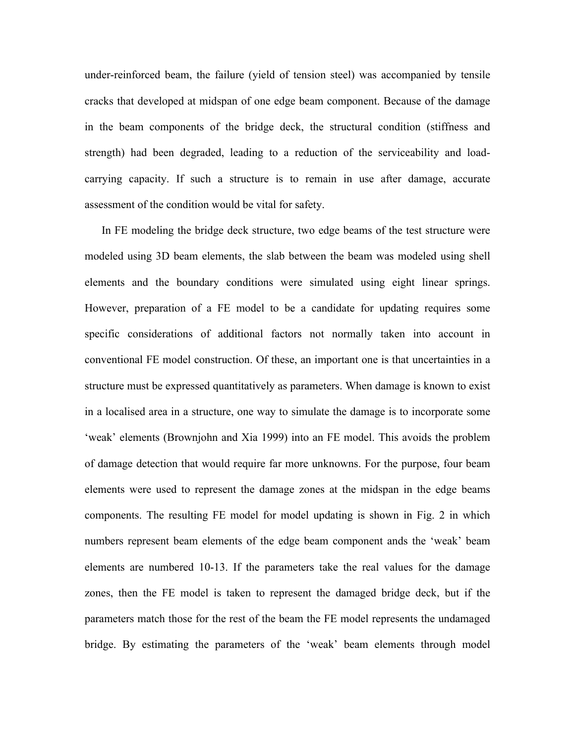under-reinforced beam, the failure (yield of tension steel) was accompanied by tensile cracks that developed at midspan of one edge beam component. Because of the damage in the beam components of the bridge deck, the structural condition (stiffness and strength) had been degraded, leading to a reduction of the serviceability and load-carrying capacity. If such a structure is to remain in use after damage, accurate assessment of the condition would be vital for safety.

In FE modeling the bridge deck structure, two edge beams of the test structure were modeled using 3D beam elements, the slab between the beam was modeled using shell elements and the boundary conditions were simulated using eight linear springs. However, preparation of a FE model to be a candidate for updating requires some specific considerations of additional factors not normally taken into account in conventional FE model construction. Of these, an important one is that uncertainties in a structure must be expressed quantitatively as parameters. When damage is known to exist in a localised area in a structure, one way to simulate the damage is to incorporate some 'weak' elements (Brownjohn and Xia 1999) into an FE model. This avoids the problem of damage detection that would require far more unknowns. For the purpose, four beam elements were used to represent the damage zones at the midspan in the edge beams components. The resulting FE model for model updating is shown in Fig. 2 in which numbers represent beam elements of the edge beam component ands the 'weak' beam elements are numbered 10-13. If the parameters take the real values for the damage zones, then the FE model is taken to represent the damaged bridge deck, but if the parameters match those for the rest of the beam the FE model represents the undamaged bridge. By estimating the parameters of the 'weak' beam elements through model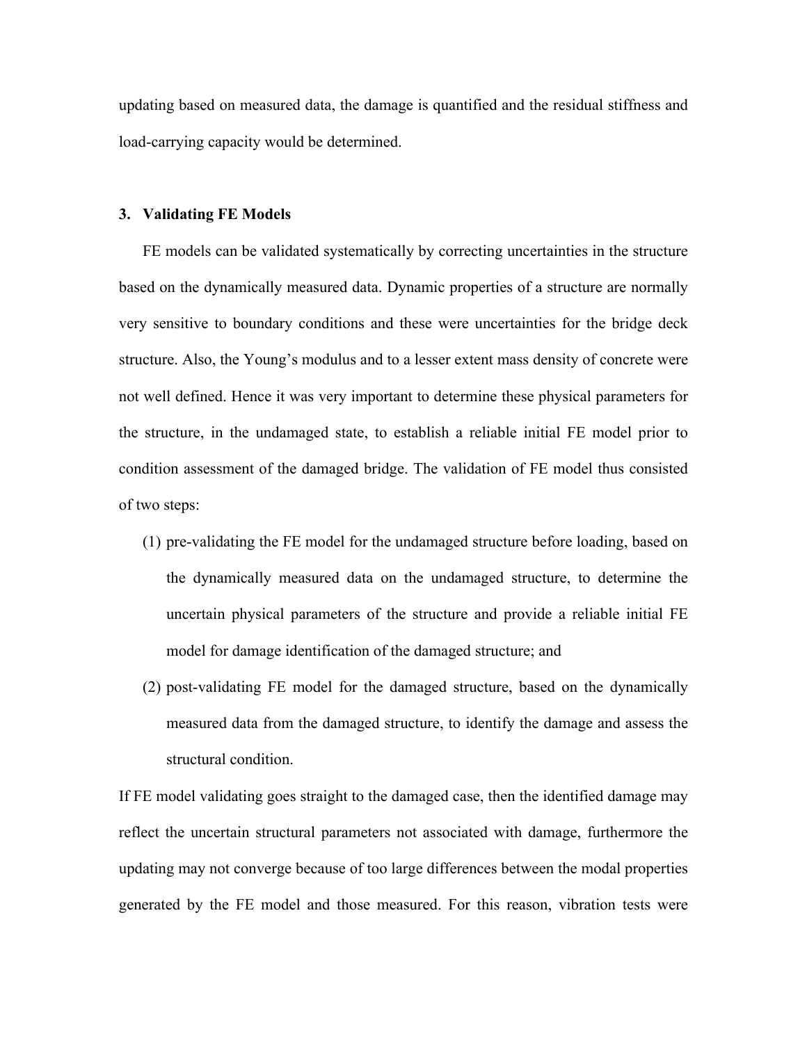updating based on measured data, the damage is quantified and the residual stiffness and load-carrying capacity would be determined.

## 3. Validating FE Models

FE models can be validated systematically by correcting uncertainties in the structure based on the dynamically measured data. Dynamic properties of a structure are normally very sensitive to boundary conditions and these were uncertainties for the bridge deck structure. Also, the Young's modulus and to a lesser extent mass density of concrete were not well defined. Hence it was very important to determine these physical parameters for the structure, in the undamaged state, to establish a reliable initial FE model prior to condition assessment of the damaged bridge. The validation of FE model thus consisted of two steps:

(1) pre-validating the FE model for the undamaged structure before loading, based on the dynamically measured data on the undamaged structure, to determine the uncertain physical parameters of the structure and provide a reliable initial FE model for damage identification of the damaged structure; and

(2) post-validating FE model for the damaged structure, based on the dynamically measured data from the damaged structure, to identify the damage and assess the structural condition.

If FE model validating goes straight to the damaged case, then the identified damage may reflect the uncertain structural parameters not associated with damage, furthermore the updating may not converge because of too large differences between the modal properties generated by the FE model and those measured. For this reason, vibration tests were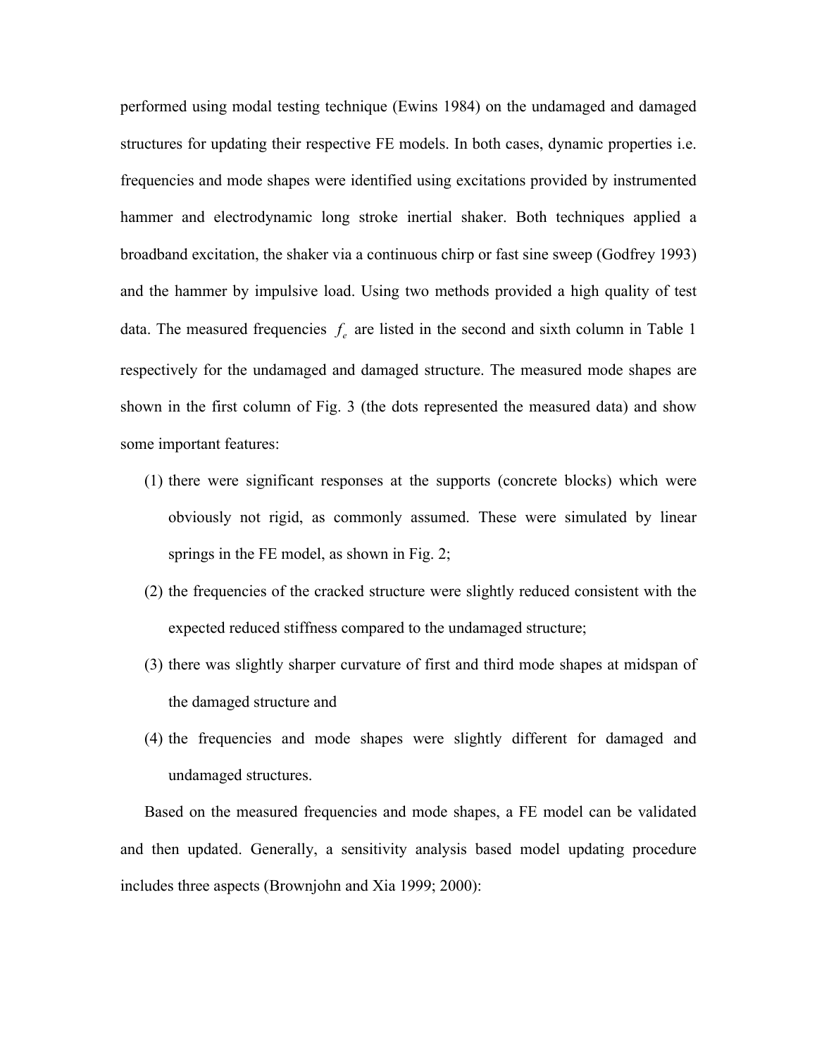performed using modal testing technique (Ewins 1984) on the undamaged and damaged structures for updating their respective FE models. In both cases, dynamic properties i.e. frequencies and mode shapes were identified using excitations provided by instrumented hammer and electrodynamic long stroke inertial shaker. Both techniques applied a broadband excitation, the shaker via a continuous chirp or fast sine sweep (Godfrey 1993) and the hammer by impulsive load. Using two methods provided a high quality of test data. The measured frequencies $f_e$ are listed in the second and sixth column in Table 1 respectively for the undamaged and damaged structure. The measured mode shapes are shown in the first column of Fig. 3 (the dots represented the measured data) and show some important features:

1. there were significant responses at the supports (concrete blocks) which were obviously not rigid, as commonly assumed. These were simulated by linear springs in the FE model, as shown in Fig. 2;
2. the frequencies of the cracked structure were slightly reduced consistent with the expected reduced stiffness compared to the undamaged structure;
3. there was slightly sharper curvature of first and third mode shapes at midspan of the damaged structure and
4. the frequencies and mode shapes were slightly different for damaged and undamaged structures.

Based on the measured frequencies and mode shapes, a FE model can be validated and then updated. Generally, a sensitivity analysis based model updating procedure includes three aspects (Brownjohn and Xia 1999; 2000):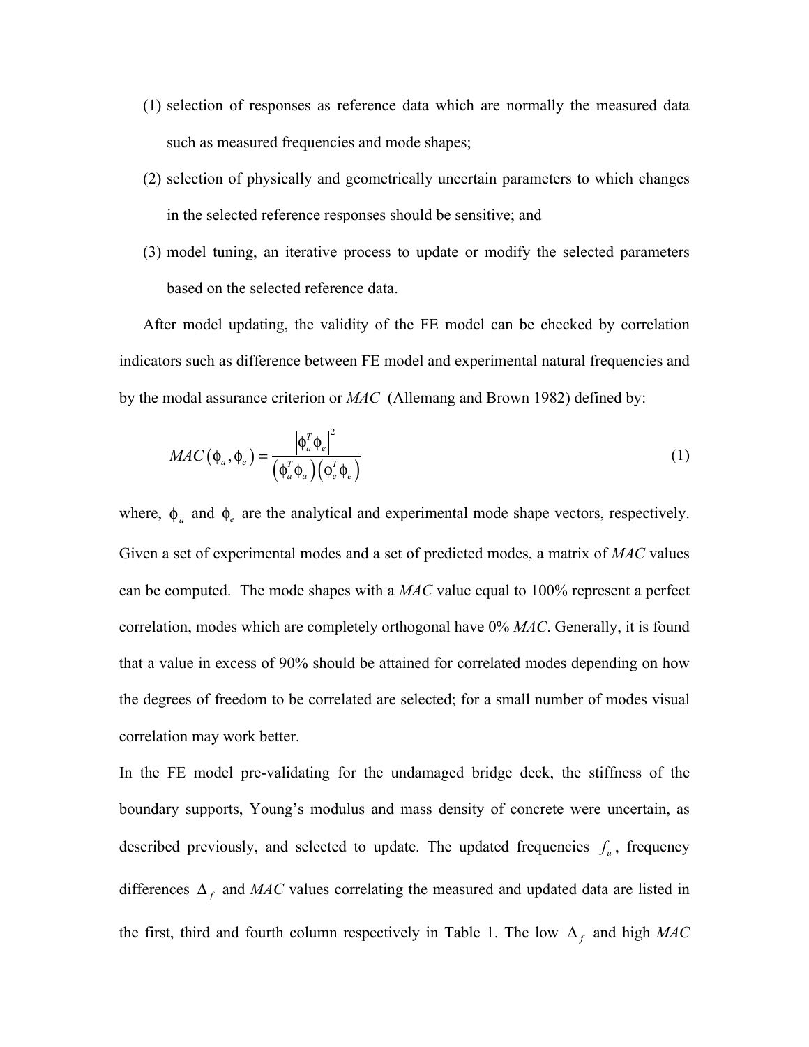(1) selection of responses as reference data which are normally the measured data such as measured frequencies and mode shapes;

(2) selection of physically and geometrically uncertain parameters to which changes in the selected reference responses should be sensitive; and

(3) model tuning, an iterative process to update or modify the selected parameters based on the selected reference data.

After model updating, the validity of the FE model can be checked by correlation indicators such as difference between FE model and experimental natural frequencies and by the modal assurance criterion or *MAC* (Allemang and Brown 1982) defined by:

$$MAC\left(\phi_a, \phi_e\right) = \frac{\left|\phi_a^T \phi_e\right|^2}{\left(\phi_a^T \phi_a\right)\left(\phi_e^T \phi_e\right)} \tag{1}$$

where, $\phi_a$ and $\phi_e$ are the analytical and experimental mode shape vectors, respectively. Given a set of experimental modes and a set of predicted modes, a matrix of *MAC* values can be computed. The mode shapes with a *MAC* value equal to 100% represent a perfect correlation, modes which are completely orthogonal have 0% *MAC*. Generally, it is found that a value in excess of 90% should be attained for correlated modes depending on how the degrees of freedom to be correlated are selected; for a small number of modes visual correlation may work better.

In the FE model pre-validating for the undamaged bridge deck, the stiffness of the boundary supports, Young's modulus and mass density of concrete were uncertain, as described previously, and selected to update. The updated frequencies $f_u$, frequency differences $\Delta_f$ and *MAC* values correlating the measured and updated data are listed in the first, third and fourth column respectively in Table 1. The low $\Delta_f$ and high *MAC*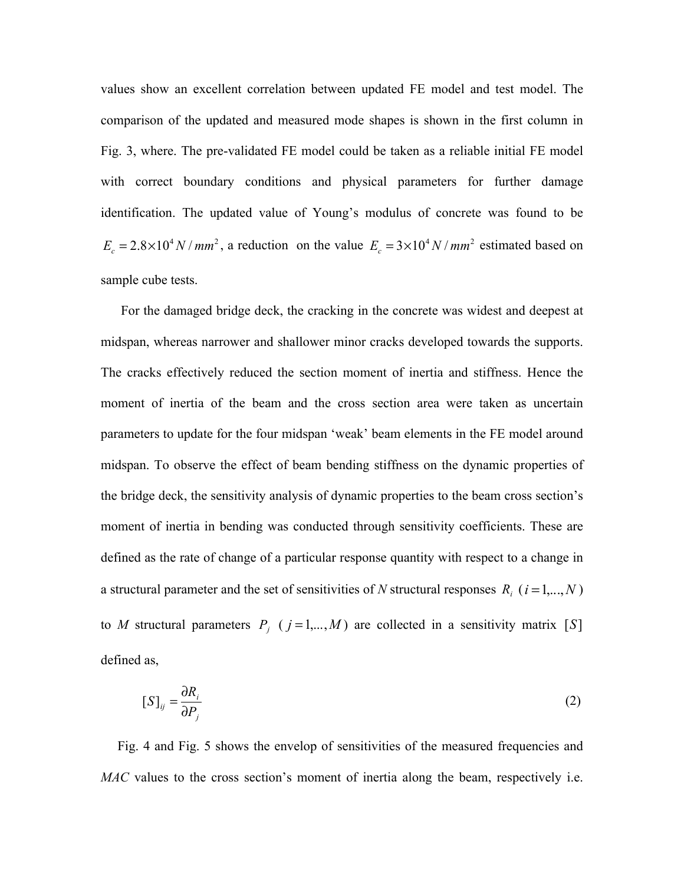values show an excellent correlation between updated FE model and test model. The comparison of the updated and measured mode shapes is shown in the first column in Fig. 3, where. The pre-validated FE model could be taken as a reliable initial FE model with correct boundary conditions and physical parameters for further damage identification. The updated value of Young's modulus of concrete was found to be $E_c = 2.8 \times 10^4 N/mm^2$, a reduction on the value $E_c = 3 \times 10^4 N/mm^2$ estimated based on sample cube tests.

For the damaged bridge deck, the cracking in the concrete was widest and deepest at midspan, whereas narrower and shallower minor cracks developed towards the supports. The cracks effectively reduced the section moment of inertia and stiffness. Hence the moment of inertia of the beam and the cross section area were taken as uncertain parameters to update for the four midspan 'weak' beam elements in the FE model around midspan. To observe the effect of beam bending stiffness on the dynamic properties of the bridge deck, the sensitivity analysis of dynamic properties to the beam cross section's moment of inertia in bending was conducted through sensitivity coefficients. These are defined as the rate of change of a particular response quantity with respect to a change in a structural parameter and the set of sensitivities of *N* structural responses $R_i$ $(i = 1, ..., N)$ to *M* structural parameters $P_j$ $(j = 1, ..., M)$ are collected in a sensitivity matrix $[S]$ defined as,

$$[S]_{ij} = \frac{\partial R_i}{\partial P_j} \tag{2}$$

Fig. 4 and Fig. 5 shows the envelop of sensitivities of the measured frequencies and *MAC* values to the cross section's moment of inertia along the beam, respectively i.e.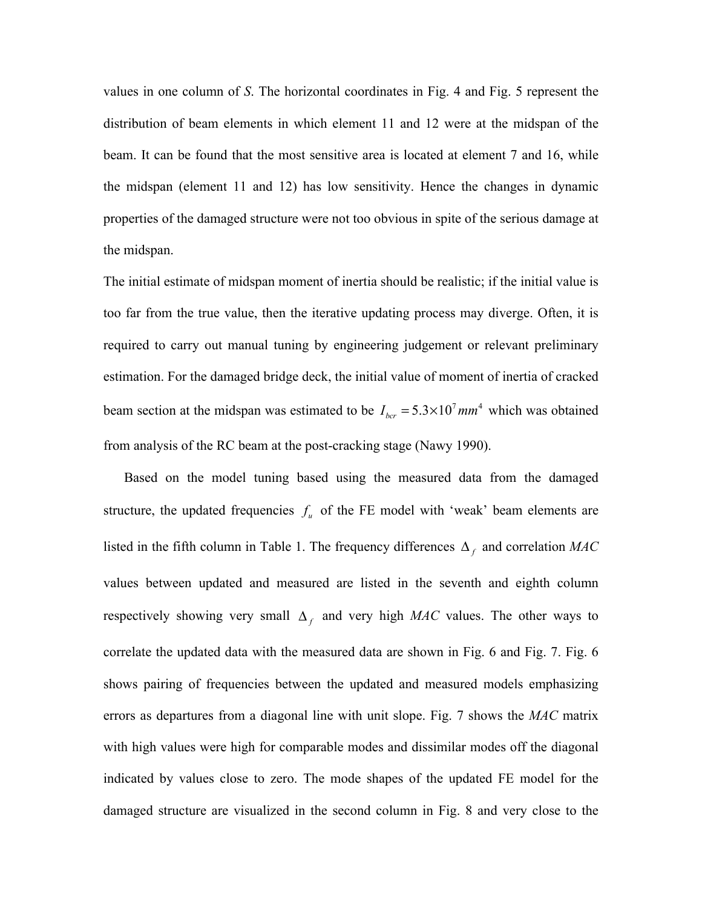values in one column of *S*. The horizontal coordinates in Fig. 4 and Fig. 5 represent the distribution of beam elements in which element 11 and 12 were at the midspan of the beam. It can be found that the most sensitive area is located at element 7 and 16, while the midspan (element 11 and 12) has low sensitivity. Hence the changes in dynamic properties of the damaged structure were not too obvious in spite of the serious damage at the midspan.

The initial estimate of midspan moment of inertia should be realistic; if the initial value is too far from the true value, then the iterative updating process may diverge. Often, it is required to carry out manual tuning by engineering judgement or relevant preliminary estimation. For the damaged bridge deck, the initial value of moment of inertia of cracked beam section at the midspan was estimated to be $I_{bcr} = 5.3 \times 10^7 \, mm^4$ which was obtained from analysis of the RC beam at the post-cracking stage (Nawy 1990).

Based on the model tuning based using the measured data from the damaged structure, the updated frequencies $f_u$ of the FE model with 'weak' beam elements are listed in the fifth column in Table 1. The frequency differences $\Delta_f$ and correlation *MAC* values between updated and measured are listed in the seventh and eighth column respectively showing very small $\Delta_f$ and very high *MAC* values. The other ways to correlate the updated data with the measured data are shown in Fig. 6 and Fig. 7. Fig. 6 shows pairing of frequencies between the updated and measured models emphasizing errors as departures from a diagonal line with unit slope. Fig. 7 shows the *MAC* matrix with high values were high for comparable modes and dissimilar modes off the diagonal indicated by values close to zero. The mode shapes of the updated FE model for the damaged structure are visualized in the second column in Fig. 8 and very close to the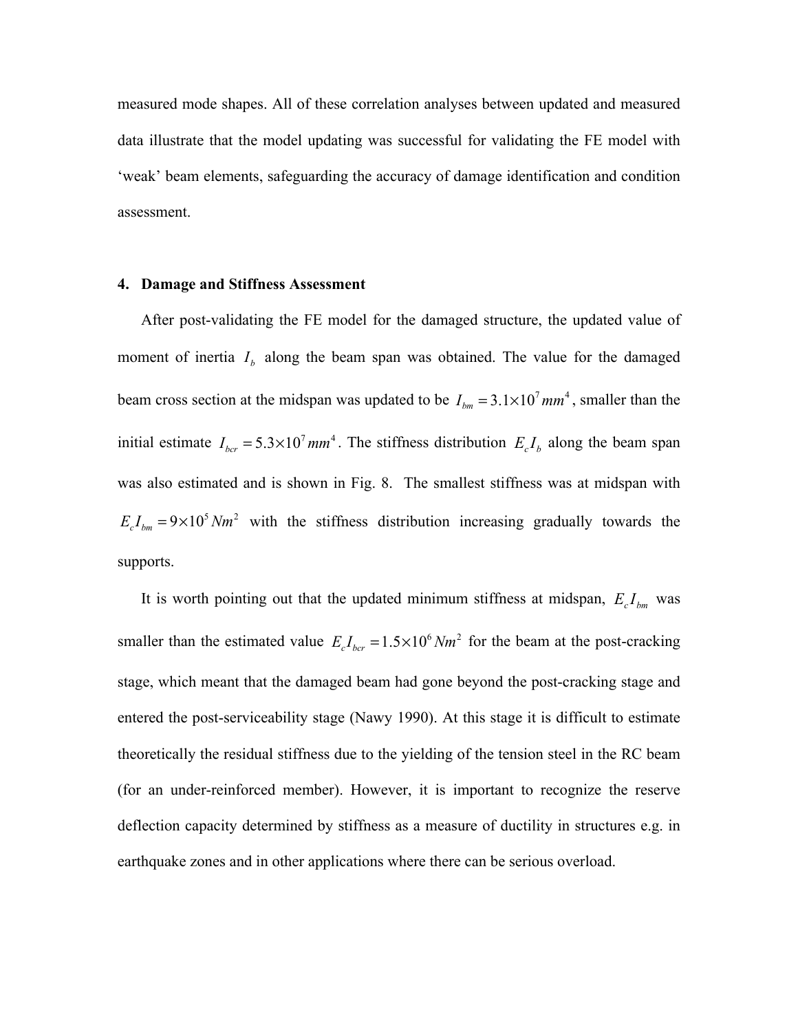measured mode shapes. All of these correlation analyses between updated and measured data illustrate that the model updating was successful for validating the FE model with 'weak' beam elements, safeguarding the accuracy of damage identification and condition assessment.

## 4. Damage and Stiffness Assessment

After post-validating the FE model for the damaged structure, the updated value of moment of inertia $I_b$ along the beam span was obtained. The value for the damaged beam cross section at the midspan was updated to be $I_{bm} = 3.1\times10^7 mm^4$, smaller than the initial estimate $I_{bcr} = 5.3\times10^7 mm^4$. The stiffness distribution $E_c I_b$ along the beam span was also estimated and is shown in Fig. 8. The smallest stiffness was at midspan with $E_c I_{bm} = 9\times10^5 Nm^2$ with the stiffness distribution increasing gradually towards the supports.

It is worth pointing out that the updated minimum stiffness at midspan, $E_c I_{bm}$ was smaller than the estimated value $E_c I_{bcr} = 1.5\times10^6 Nm^2$ for the beam at the post-cracking stage, which meant that the damaged beam had gone beyond the post-cracking stage and entered the post-serviceability stage (Nawy 1990). At this stage it is difficult to estimate theoretically the residual stiffness due to the yielding of the tension steel in the RC beam (for an under-reinforced member). However, it is important to recognize the reserve deflection capacity determined by stiffness as a measure of ductility in structures e.g. in earthquake zones and in other applications where there can be serious overload.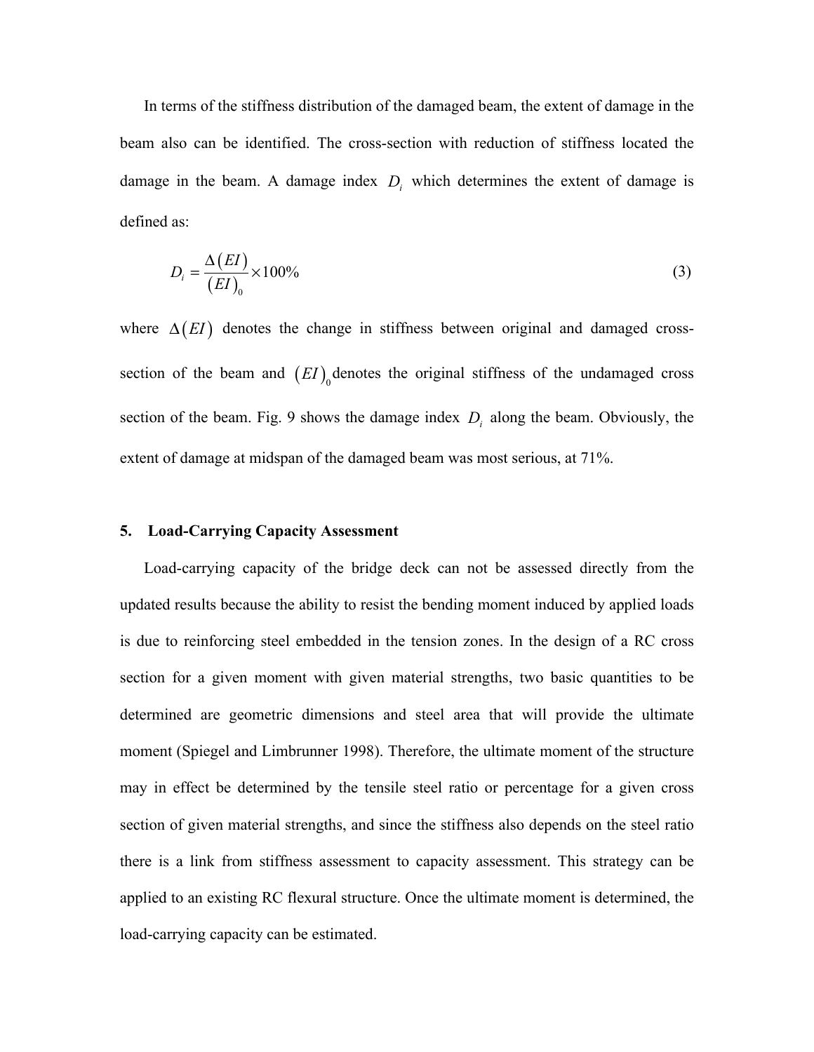In terms of the stiffness distribution of the damaged beam, the extent of damage in the beam also can be identified. The cross-section with reduction of stiffness located the damage in the beam. A damage index $D_i$ which determines the extent of damage is defined as:

$$D_i = \frac{\Delta(EI)}{(EI)_0} \times 100\% \tag{3}$$

where $\Delta(EI)$ denotes the change in stiffness between original and damaged cross-section of the beam and $(EI)_0$ denotes the original stiffness of the undamaged cross section of the beam. Fig. 9 shows the damage index $D_i$ along the beam. Obviously, the extent of damage at midspan of the damaged beam was most serious, at 71%.

## 5. Load-Carrying Capacity Assessment

Load-carrying capacity of the bridge deck can not be assessed directly from the updated results because the ability to resist the bending moment induced by applied loads is due to reinforcing steel embedded in the tension zones. In the design of a RC cross section for a given moment with given material strengths, two basic quantities to be determined are geometric dimensions and steel area that will provide the ultimate moment (Spiegel and Limbrunner 1998). Therefore, the ultimate moment of the structure may in effect be determined by the tensile steel ratio or percentage for a given cross section of given material strengths, and since the stiffness also depends on the steel ratio there is a link from stiffness assessment to capacity assessment. This strategy can be applied to an existing RC flexural structure. Once the ultimate moment is determined, the load-carrying capacity can be estimated.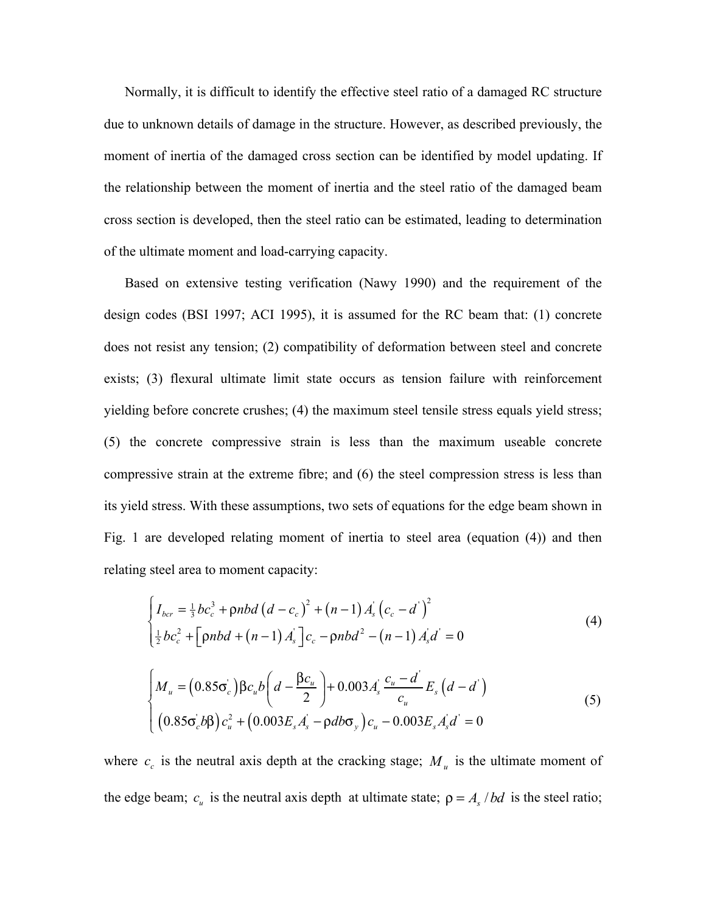Normally, it is difficult to identify the effective steel ratio of a damaged RC structure due to unknown details of damage in the structure. However, as described previously, the moment of inertia of the damaged cross section can be identified by model updating. If the relationship between the moment of inertia and the steel ratio of the damaged beam cross section is developed, then the steel ratio can be estimated, leading to determination of the ultimate moment and load-carrying capacity.

Based on extensive testing verification (Nawy 1990) and the requirement of the design codes (BSI 1997; ACI 1995), it is assumed for the RC beam that: (1) concrete does not resist any tension; (2) compatibility of deformation between steel and concrete exists; (3) flexural ultimate limit state occurs as tension failure with reinforcement yielding before concrete crushes; (4) the maximum steel tensile stress equals yield stress; (5) the concrete compressive strain is less than the maximum useable concrete compressive strain at the extreme fibre; and (6) the steel compression stress is less than its yield stress. With these assumptions, two sets of equations for the edge beam shown in Fig. 1 are developed relating moment of inertia to steel area (equation (4)) and then relating steel area to moment capacity:

$$\begin{cases} I_{bcr} = \frac{1}{3} b c_c^3 + \rho n b d \left(d - c_c\right)^2 + \left(n-1\right) A_s^{'} \left(c_c - d^{'}\right)^2 \\ \frac{1}{2} b c_c^2 + \left[\rho n b d + \left(n-1\right) A_s^{'}\right] c_c - \rho n b d^2 - \left(n-1\right) A_s^{'} d^{'} = 0 \end{cases} \tag{4}$$

$$\begin{cases} M_u = \left(0.85\sigma_c^{'}\right) \beta c_u b \left(d - \dfrac{\beta c_u}{2}\right) + 0.003 A_s^{'} \dfrac{c_u - d^{'}}{c_u} E_s \left(d - d^{'}\right) \\ \left(0.85\sigma_c^{'} b \beta\right) c_u^2 + \left(0.003 E_s A_s^{'} - \rho d b \sigma_y\right) c_u - 0.003 E_s A_s^{'} d^{'} = 0 \end{cases} \tag{5}$$

where $c_c$ is the neutral axis depth at the cracking stage; $M_u$ is the ultimate moment of the edge beam; $c_u$ is the neutral axis depth at ultimate state; $\rho = A_s / bd$ is the steel ratio;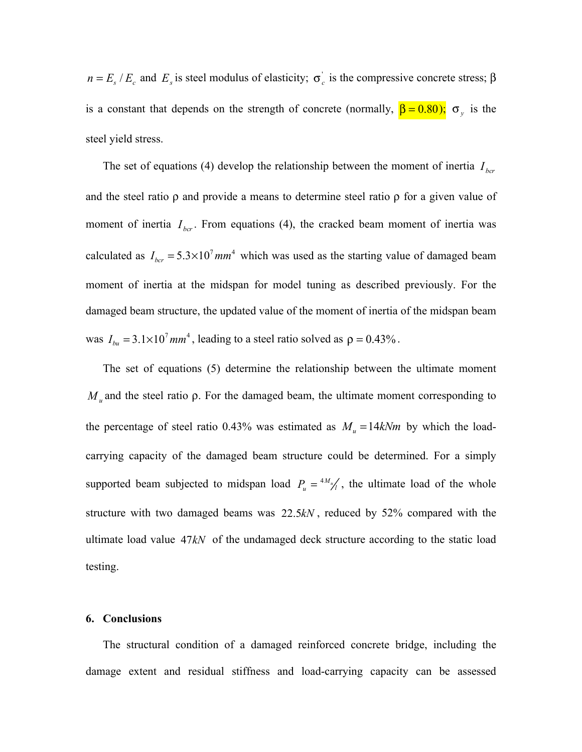$n = E_s / E_c$ and $E_s$ is steel modulus of elasticity; $\sigma_c^{'}$ is the compressive concrete stress; $\beta$ is a constant that depends on the strength of concrete (normally, $\beta = 0.80$); $\sigma_y$ is the steel yield stress.

The set of equations (4) develop the relationship between the moment of inertia $I_{bcr}$ and the steel ratio $\rho$ and provide a means to determine steel ratio $\rho$ for a given value of moment of inertia $I_{bcr}$. From equations (4), the cracked beam moment of inertia was calculated as $I_{bcr} = 5.3 \times 10^7 mm^4$ which was used as the starting value of damaged beam moment of inertia at the midspan for model tuning as described previously. For the damaged beam structure, the updated value of the moment of inertia of the midspan beam was $I_{bu} = 3.1 \times 10^7 mm^4$, leading to a steel ratio solved as $\rho = 0.43\%$.

The set of equations (5) determine the relationship between the ultimate moment $M_u$ and the steel ratio $\rho$. For the damaged beam, the ultimate moment corresponding to the percentage of steel ratio 0.43% was estimated as $M_u = 14 kNm$ by which the load-carrying capacity of the damaged beam structure could be determined. For a simply supported beam subjected to midspan load $P_u = {}^{4M_u}\!/_{l}$, the ultimate load of the whole structure with two damaged beams was $22.5 kN$, reduced by 52% compared with the ultimate load value $47 kN$ of the undamaged deck structure according to the static load testing.

## 6. Conclusions

The structural condition of a damaged reinforced concrete bridge, including the damage extent and residual stiffness and load-carrying capacity can be assessed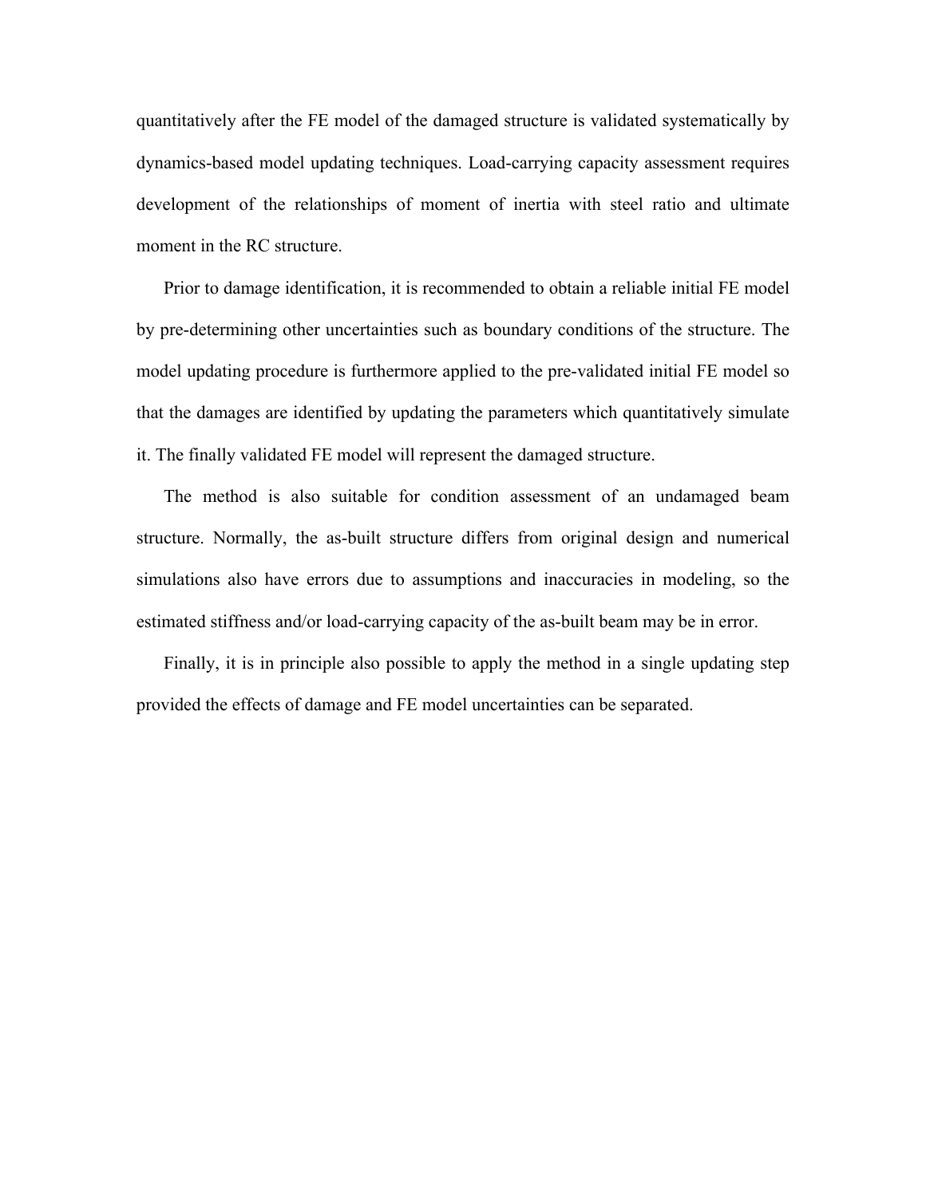quantitatively after the FE model of the damaged structure is validated systematically by dynamics-based model updating techniques. Load-carrying capacity assessment requires development of the relationships of moment of inertia with steel ratio and ultimate moment in the RC structure.

Prior to damage identification, it is recommended to obtain a reliable initial FE model by pre-determining other uncertainties such as boundary conditions of the structure. The model updating procedure is furthermore applied to the pre-validated initial FE model so that the damages are identified by updating the parameters which quantitatively simulate it. The finally validated FE model will represent the damaged structure.

The method is also suitable for condition assessment of an undamaged beam structure. Normally, the as-built structure differs from original design and numerical simulations also have errors due to assumptions and inaccuracies in modeling, so the estimated stiffness and/or load-carrying capacity of the as-built beam may be in error.

Finally, it is in principle also possible to apply the method in a single updating step provided the effects of damage and FE model uncertainties can be separated.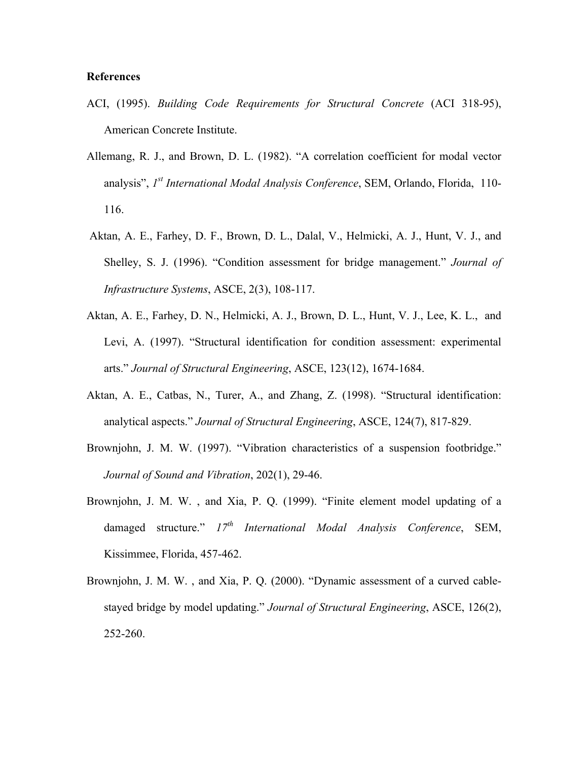**References**

ACI, (1995). *Building Code Requirements for Structural Concrete* (ACI 318-95), American Concrete Institute.

Allemang, R. J., and Brown, D. L. (1982). "A correlation coefficient for modal vector analysis", *1st International Modal Analysis Conference*, SEM, Orlando, Florida, 110-116.

Aktan, A. E., Farhey, D. F., Brown, D. L., Dalal, V., Helmicki, A. J., Hunt, V. J., and Shelley, S. J. (1996). "Condition assessment for bridge management." *Journal of Infrastructure Systems*, ASCE, 2(3), 108-117.

Aktan, A. E., Farhey, D. N., Helmicki, A. J., Brown, D. L., Hunt, V. J., Lee, K. L., and Levi, A. (1997). "Structural identification for condition assessment: experimental arts." *Journal of Structural Engineering*, ASCE, 123(12), 1674-1684.

Aktan, A. E., Catbas, N., Turer, A., and Zhang, Z. (1998). "Structural identification: analytical aspects." *Journal of Structural Engineering*, ASCE, 124(7), 817-829.

Brownjohn, J. M. W. (1997). "Vibration characteristics of a suspension footbridge." *Journal of Sound and Vibration*, 202(1), 29-46.

Brownjohn, J. M. W. , and Xia, P. Q. (1999). "Finite element model updating of a damaged structure." *17th International Modal Analysis Conference*, SEM, Kissimmee, Florida, 457-462.

Brownjohn, J. M. W. , and Xia, P. Q. (2000). "Dynamic assessment of a curved cable-stayed bridge by model updating." *Journal of Structural Engineering*, ASCE, 126(2), 252-260.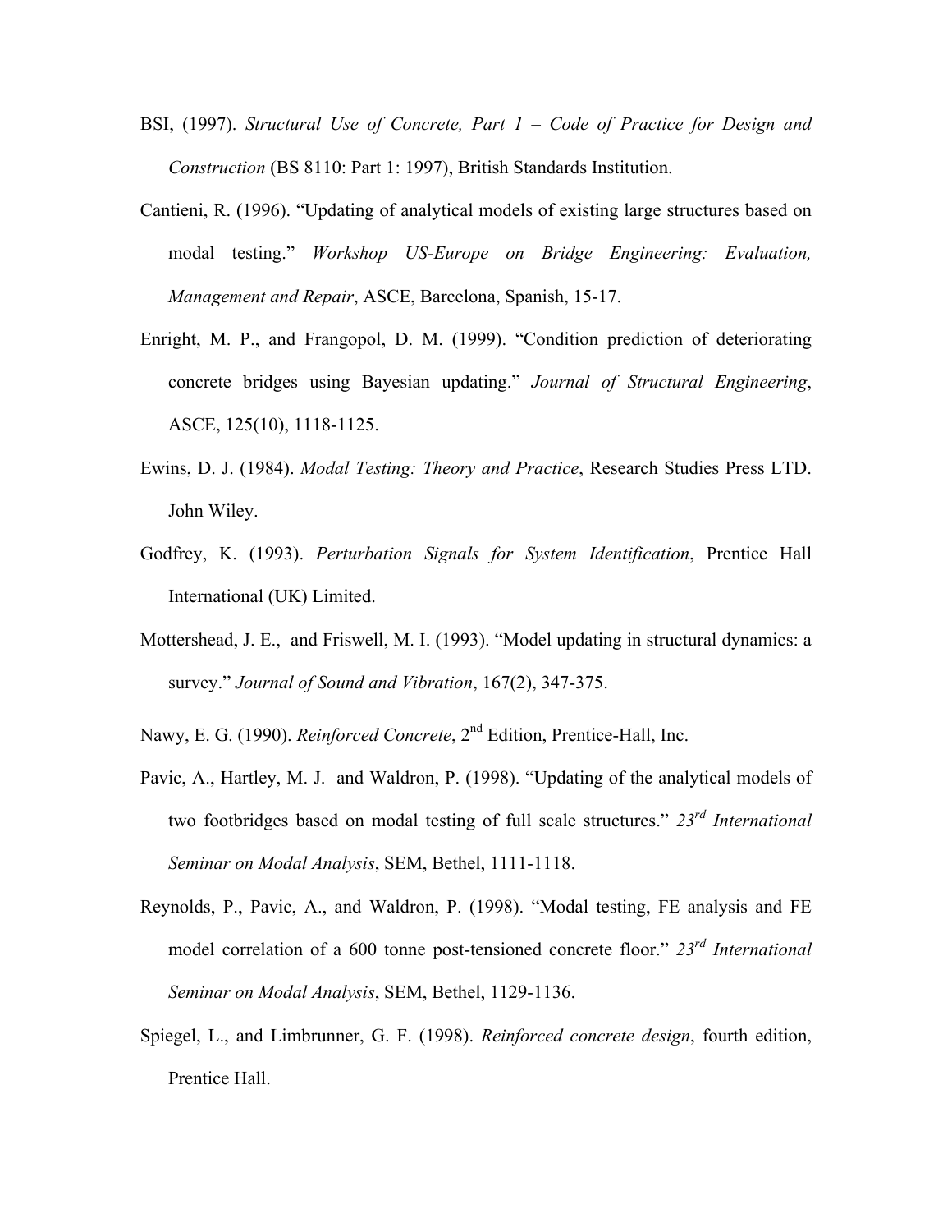BSI, (1997). *Structural Use of Concrete, Part 1 – Code of Practice for Design and Construction* (BS 8110: Part 1: 1997), British Standards Institution.

Cantieni, R. (1996). "Updating of analytical models of existing large structures based on modal testing." *Workshop US-Europe on Bridge Engineering: Evaluation, Management and Repair*, ASCE, Barcelona, Spanish, 15-17.

Enright, M. P., and Frangopol, D. M. (1999). "Condition prediction of deteriorating concrete bridges using Bayesian updating." *Journal of Structural Engineering*, ASCE, 125(10), 1118-1125.

Ewins, D. J. (1984). *Modal Testing: Theory and Practice*, Research Studies Press LTD. John Wiley.

Godfrey, K. (1993). *Perturbation Signals for System Identification*, Prentice Hall International (UK) Limited.

Mottershead, J. E., and Friswell, M. I. (1993). "Model updating in structural dynamics: a survey." *Journal of Sound and Vibration*, 167(2), 347-375.

Nawy, E. G. (1990). *Reinforced Concrete*, 2nd Edition, Prentice-Hall, Inc.

Pavic, A., Hartley, M. J. and Waldron, P. (1998). "Updating of the analytical models of two footbridges based on modal testing of full scale structures." *23rd International Seminar on Modal Analysis*, SEM, Bethel, 1111-1118.

Reynolds, P., Pavic, A., and Waldron, P. (1998). "Modal testing, FE analysis and FE model correlation of a 600 tonne post-tensioned concrete floor." *23rd International Seminar on Modal Analysis*, SEM, Bethel, 1129-1136.

Spiegel, L., and Limbrunner, G. F. (1998). *Reinforced concrete design*, fourth edition, Prentice Hall.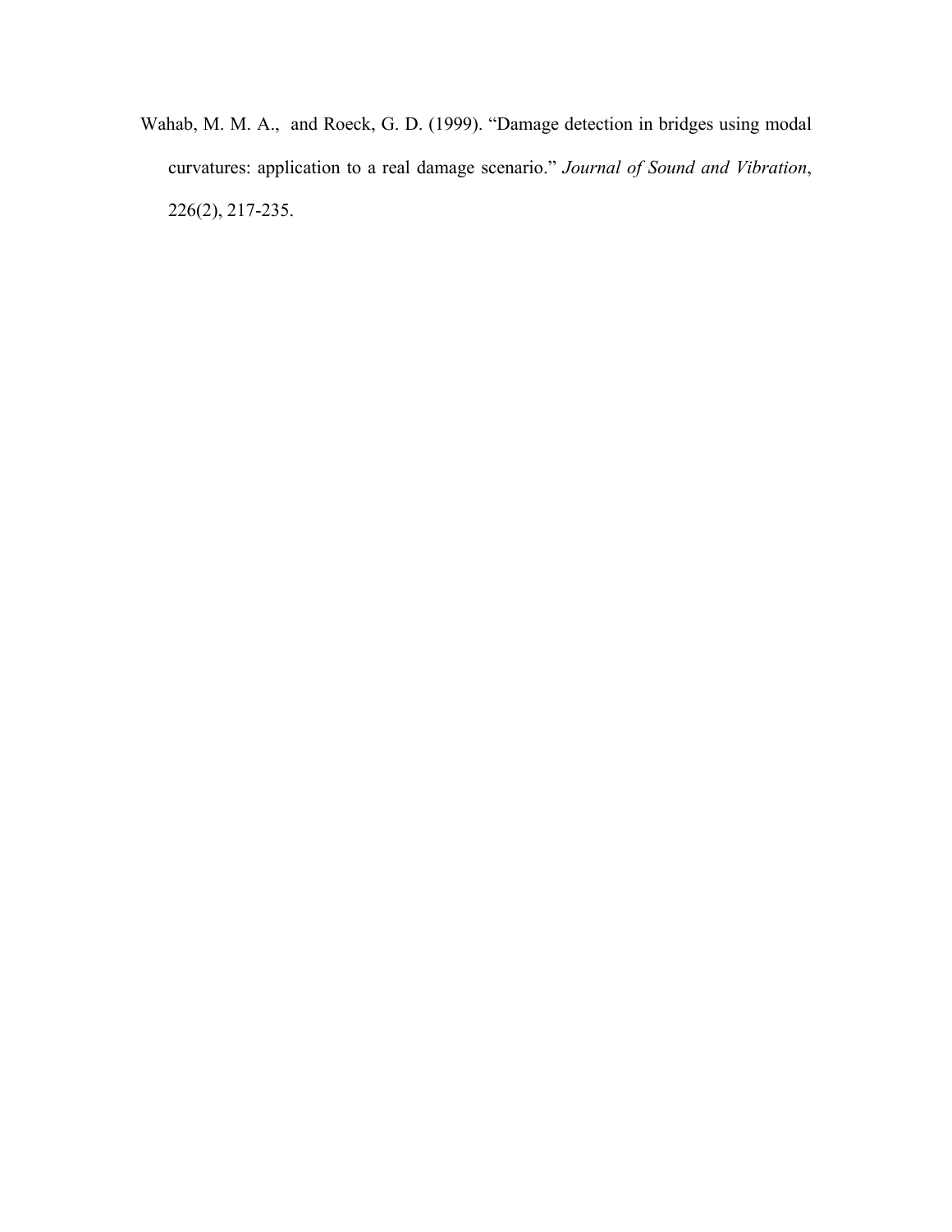Wahab, M. M. A.,  and Roeck, G. D. (1999). "Damage detection in bridges using modal curvatures: application to a real damage scenario." *Journal of Sound and Vibration*, 226(2), 217-235.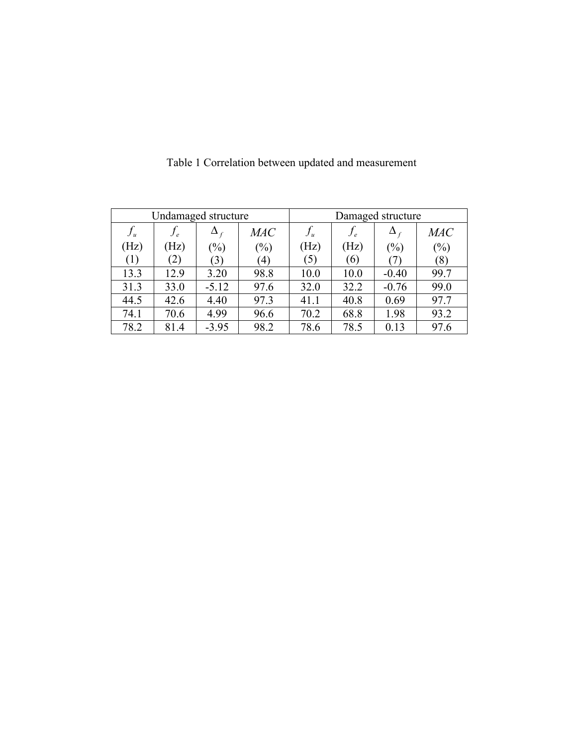Table 1 Correlation between updated and measurement

| Undamaged structure | | | | Damaged structure | | | |
|---|---|---|---|---|---|---|---|
| $f_u$ (Hz) (1) | $f_e$ (Hz) (2) | $\Delta_f$ (%) (3) | $MAC$ (%) (4) | $f_u$ (Hz) (5) | $f_e$ (Hz) (6) | $\Delta_f$ (%) (7) | $MAC$ (%) (8) |
| 13.3 | 12.9 | 3.20 | 98.8 | 10.0 | 10.0 | -0.40 | 99.7 |
| 31.3 | 33.0 | -5.12 | 97.6 | 32.0 | 32.2 | -0.76 | 99.0 |
| 44.5 | 42.6 | 4.40 | 97.3 | 41.1 | 40.8 | 0.69 | 97.7 |
| 74.1 | 70.6 | 4.99 | 96.6 | 70.2 | 68.8 | 1.98 | 93.2 |
| 78.2 | 81.4 | -3.95 | 98.2 | 78.6 | 78.5 | 0.13 | 97.6 |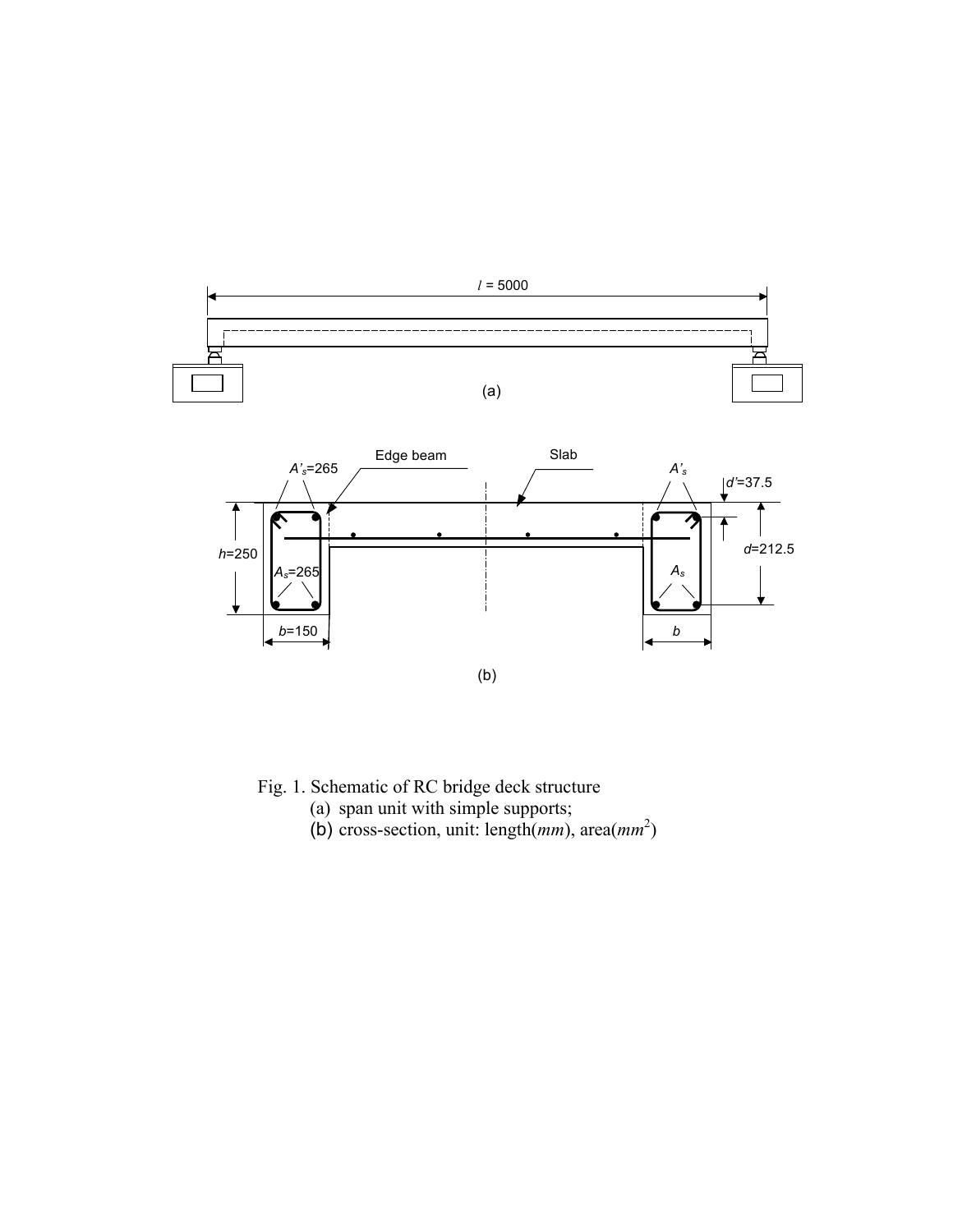Fig. 1. Schematic of RC bridge deck structure

(a) span unit with simple supports;

(b) cross-section, unit: length($mm$), area($mm^2$)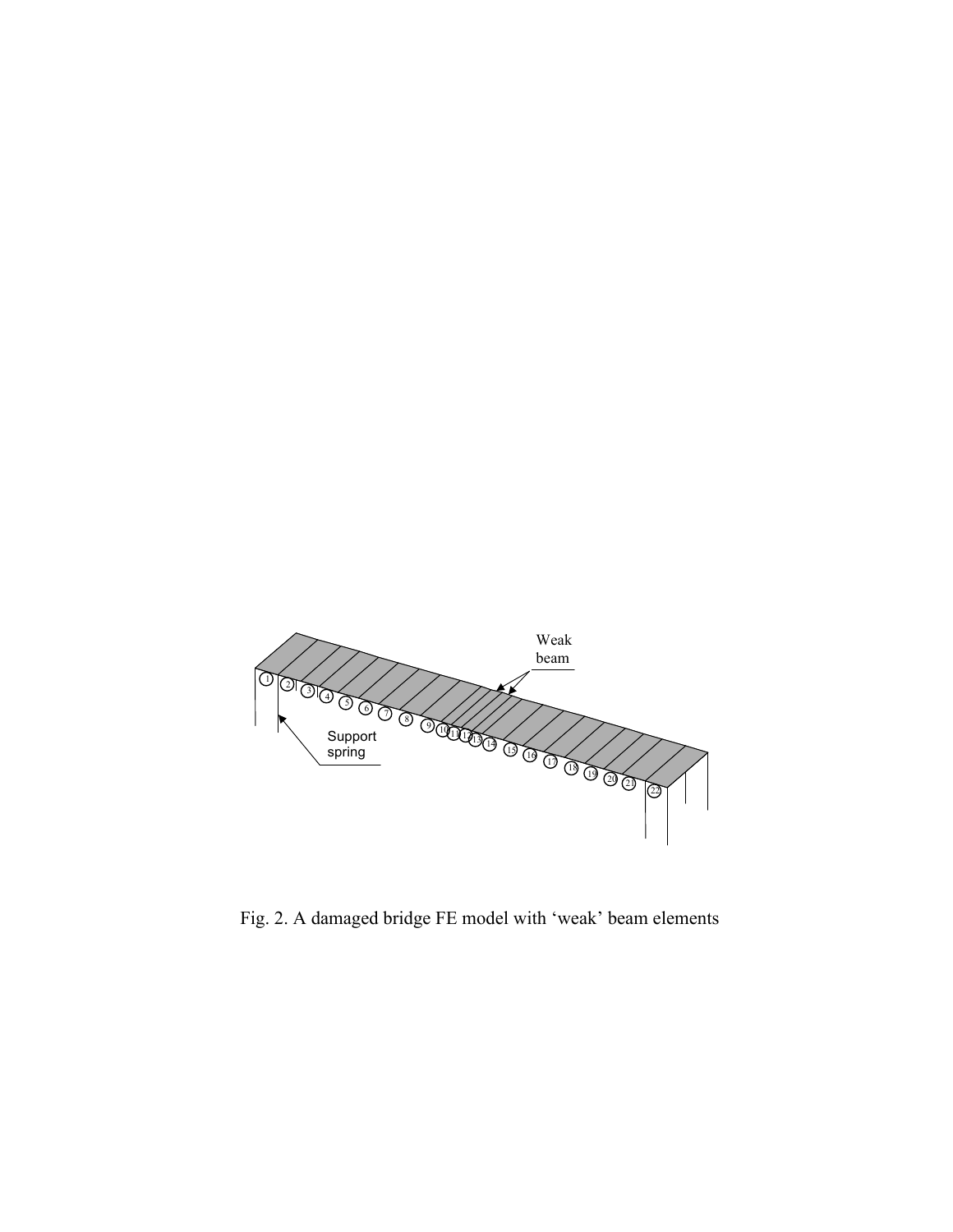Fig. 2. A damaged bridge FE model with 'weak' beam elements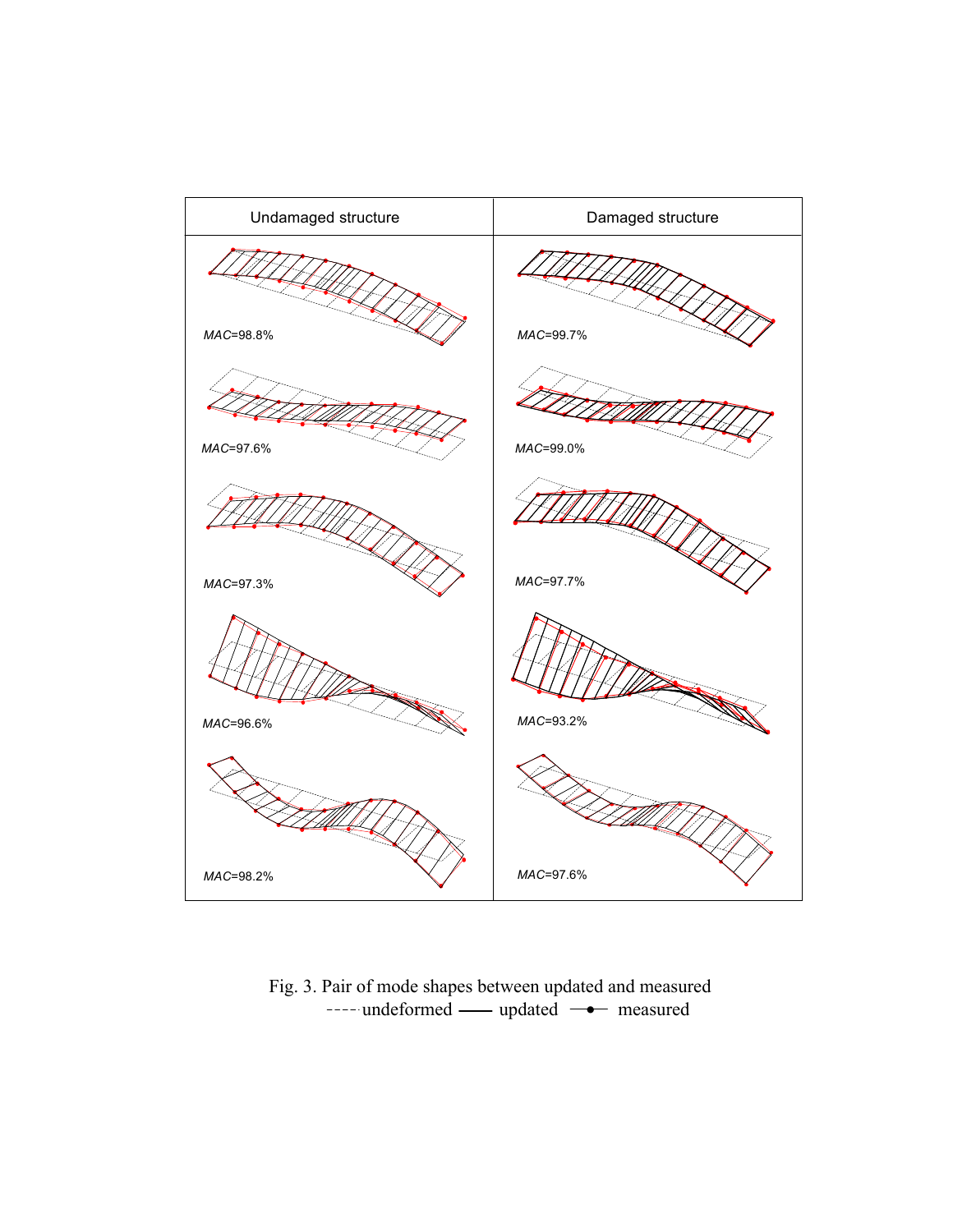| Undamaged structure | Damaged structure |
| --- | --- |
| *MAC*=98.8% | *MAC*=99.7% |
| *MAC*=97.6% | *MAC*=99.0% |
| *MAC*=97.3% | *MAC*=97.7% |
| *MAC*=96.6% | *MAC*=93.2% |
| *MAC*=98.2% | *MAC*=97.6% |

Fig. 3. Pair of mode shapes between updated and measured
----- undeformed —— updated —•— measured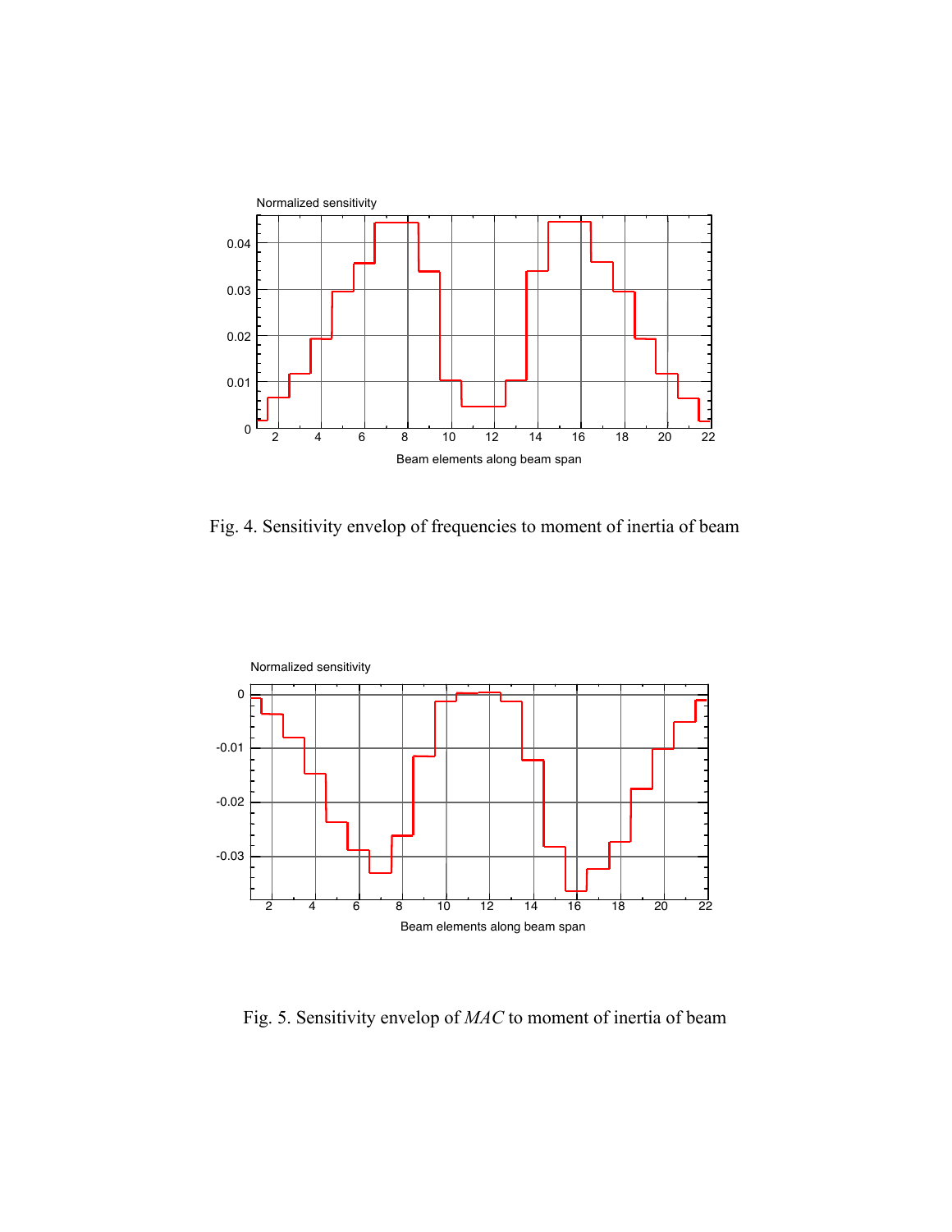Fig. 4. Sensitivity envelop of frequencies to moment of inertia of beam

Fig. 5. Sensitivity envelop of *MAC* to moment of inertia of beam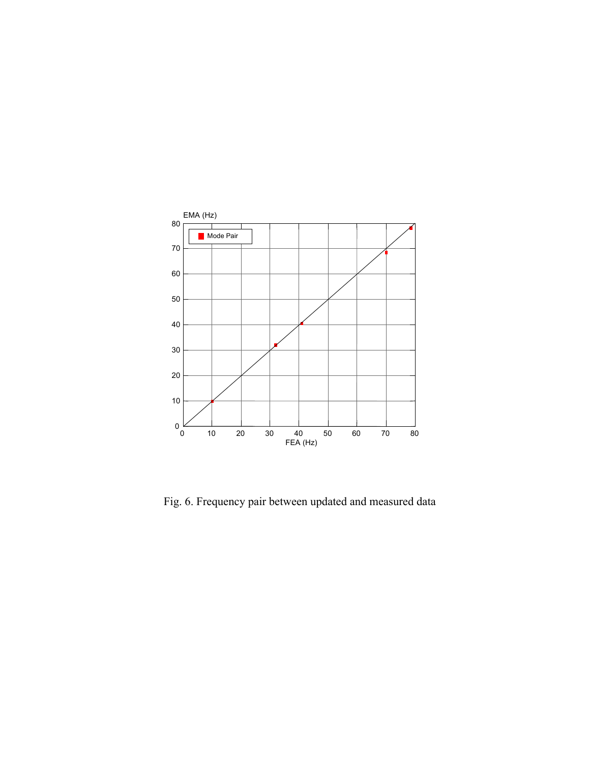Fig. 6. Frequency pair between updated and measured data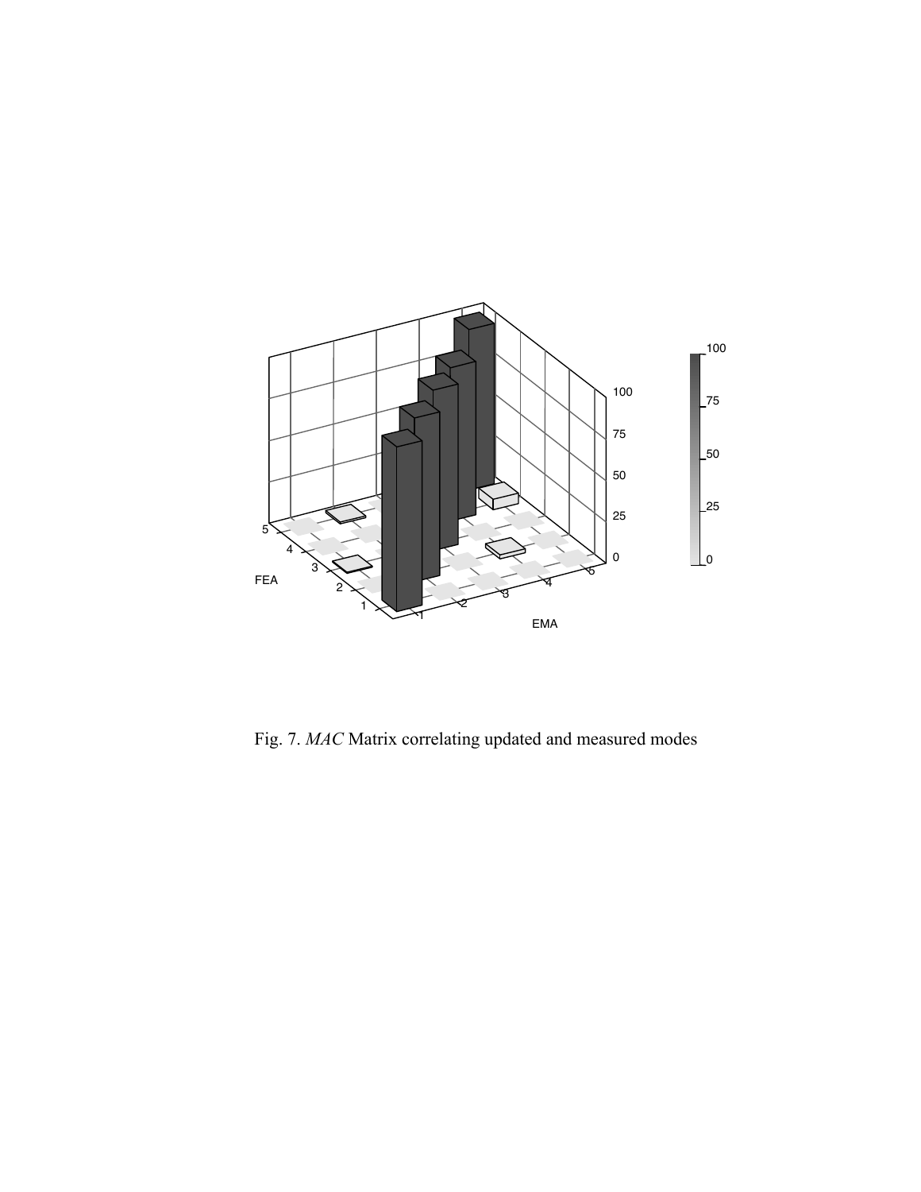Fig. 7. *MAC* Matrix correlating updated and measured modes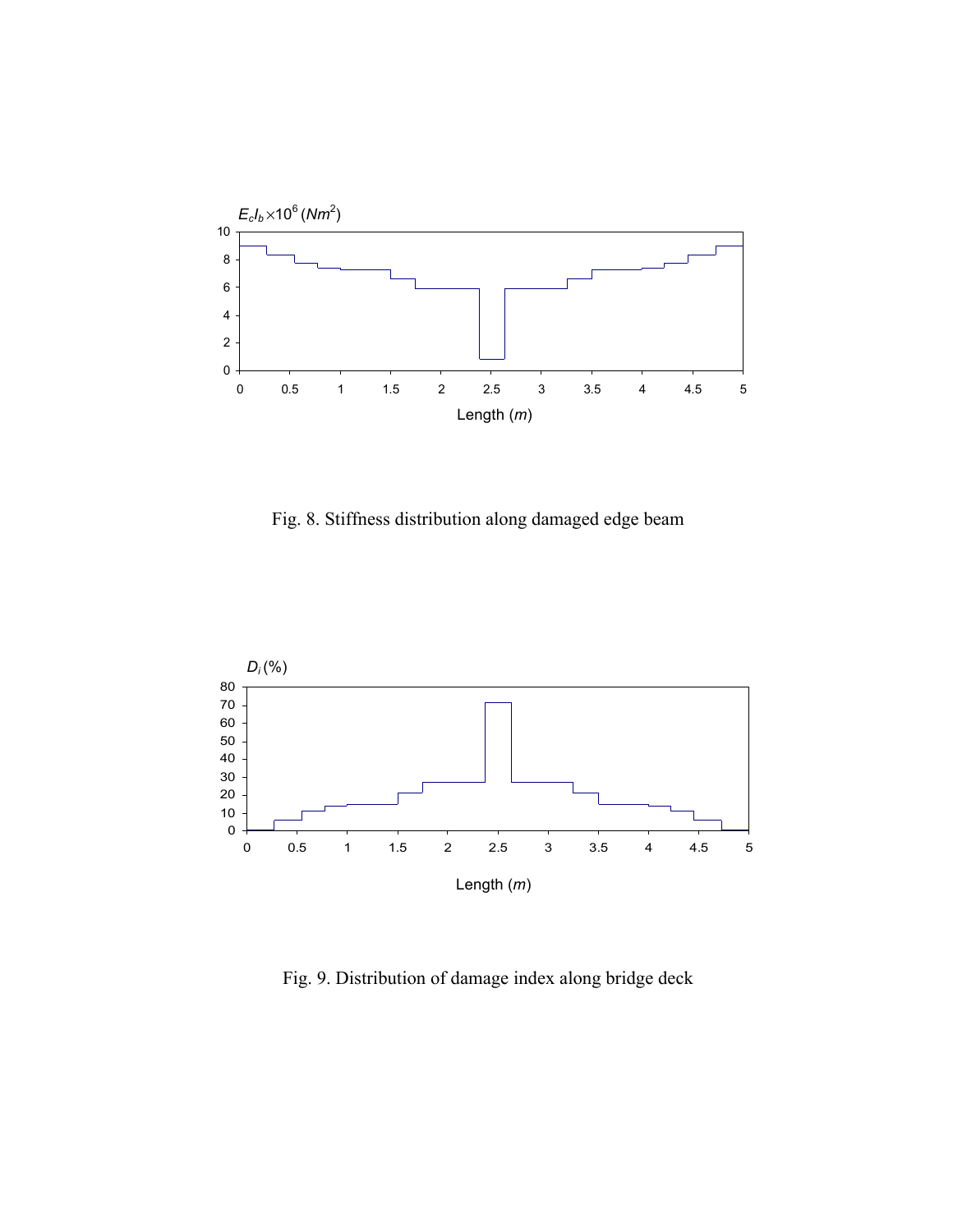$E_cI_b \times 10^6$ ($Nm^2$)

10
8
6
4
2
0

0 0.5 1 1.5 2 2.5 3 3.5 4 4.5 5

Length ($m$)

Fig. 8. Stiffness distribution along damaged edge beam

$D_i$ (%)

80
70
60
50
40
30
20
10
0

0 0.5 1 1.5 2 2.5 3 3.5 4 4.5 5

Length ($m$)

Fig. 9. Distribution of damage index along bridge deck